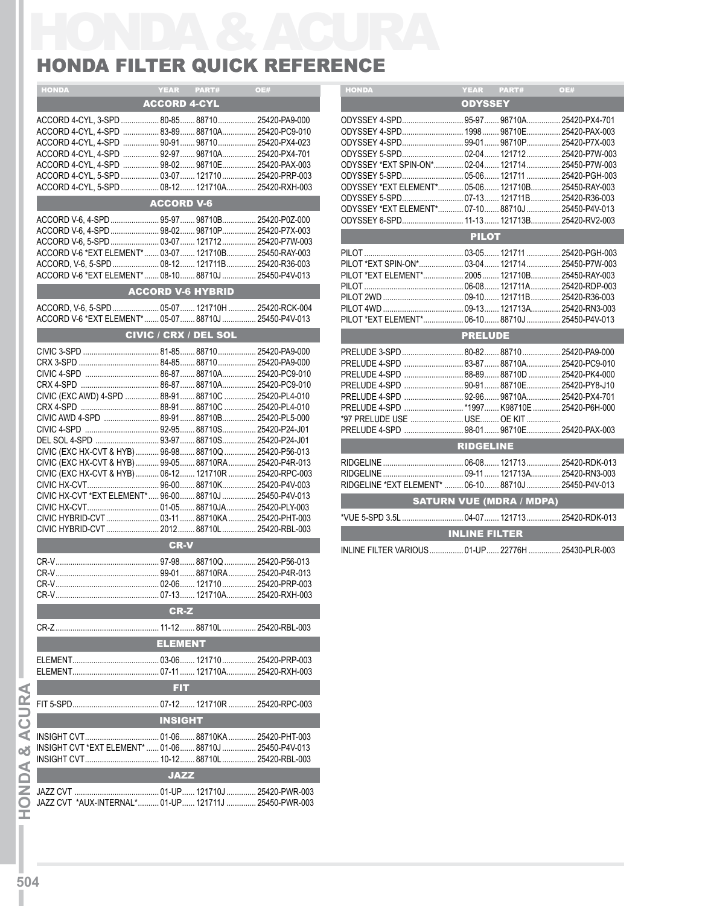# HONDA & ACURA

## HONDA FILTER QUICK REFERENCE

| HONDA | YEAR | PART# | OE# |
|---|---|---|---|
| **ACCORD 4-CYL** | | | |
| ACCORD 4-CYL, 3-SPD | 80-85 | 88710 | 25420-PA9-000 |
| ACCORD 4-CYL, 4-SPD | 83-89 | 88710A | 25420-PC9-010 |
| ACCORD 4-CYL, 4-SPD | 90-91 | 98710 | 25420-PX4-023 |
| ACCORD 4-CYL, 4-SPD | 92-97 | 98710A | 25420-PX4-701 |
| ACCORD 4-CYL, 4-SPD | 98-02 | 98710E | 25420-PAX-003 |
| ACCORD 4-CYL, 5-SPD | 03-07 | 121710 | 25420-PRP-003 |
| ACCORD 4-CYL, 5-SPD | 08-12 | 121710A | 25420-RXH-003 |
| **ACCORD V-6** | | | |
| ACCORD V-6, 4-SPD | 95-97 | 98710B | 25420-P0Z-000 |
| ACCORD V-6, 4-SPD | 98-02 | 98710P | 25420-P7X-003 |
| ACCORD V-6, 5-SPD | 03-07 | 121712 | 25420-P7W-003 |
| ACCORD V-6 *EXT ELEMENT* | 03-07 | 121710B | 25450-RAY-003 |
| ACCORD, V-6, 5-SPD | 08-12 | 121711B | 25420-R36-003 |
| ACCORD V-6 *EXT ELEMENT* | 08-10 | 88710J | 25450-P4V-013 |
| **ACCORD V-6 HYBRID** | | | |
| ACCORD, V-6, 5-SPD | 05-07 | 121710H | 25420-RCK-004 |
| ACCORD V-6 *EXT ELEMENT* | 05-07 | 88710J | 25450-P4V-013 |
| **CIVIC / CRX / DEL SOL** | | | |
| CIVIC 3-SPD | 81-85 | 88710 | 25420-PA9-000 |
| CRX 3-SPD | 84-85 | 88710 | 25420-PA9-000 |
| CIVIC 4-SPD | 86-87 | 88710A | 25420-PC9-010 |
| CRX 4-SPD | 86-87 | 88710A | 25420-PC9-010 |
| CIVIC (EXC AWD) 4-SPD | 88-91 | 88710C | 25420-PL4-010 |
| CRX 4-SPD | 88-91 | 88710C | 25420-PL4-010 |
| CIVIC AWD 4-SPD | 89-91 | 88710B | 25420-PL5-000 |
| CIVIC 4-SPD | 92-95 | 88710S | 25420-P24-J01 |
| DEL SOL 4-SPD | 93-97 | 88710S | 25420-P24-J01 |
| CIVIC (EXC HX-CVT & HYB) | 96-98 | 88710Q | 25420-P56-013 |
| CIVIC (EXC HX-CVT & HYB) | 99-05 | 88710RA | 25420-P4R-013 |
| CIVIC (EXC HX-CVT & HYB) | 06-12 | 121710R | 25420-RPC-003 |
| CIVIC HX-CVT | 96-00 | 88710K | 25420-P4V-003 |
| CIVIC HX-CVT *EXT ELEMENT* | 96-00 | 88710J | 25450-P4V-013 |
| CIVIC HX-CVT | 01-05 | 88710JA | 25420-PLY-003 |
| CIVIC HYBRID-CVT | 03-11 | 88710KA | 25420-PHT-003 |
| CIVIC HYBRID-CVT | 2012 | 88710L | 25420-RBL-003 |
| **CR-V** | | | |
| CR-V | 97-98 | 88710Q | 25420-P56-013 |
| CR-V | 99-01 | 88710RA | 25420-P4R-013 |
| CR-V | 02-06 | 121710 | 25420-PRP-003 |
| CR-V | 07-13 | 121710A | 25420-RXH-003 |
| **CR-Z** | | | |
| CR-Z | 11-12 | 88710L | 25420-RBL-003 |
| **ELEMENT** | | | |
| ELEMENT | 03-06 | 121710 | 25420-PRP-003 |
| ELEMENT | 07-11 | 121710A | 25420-RXH-003 |
| **FIT** | | | |
| FIT 5-SPD | 07-12 | 121710R | 25420-RPC-003 |
| **INSIGHT** | | | |
| INSIGHT CVT | 01-06 | 88710KA | 25420-PHT-003 |
| INSIGHT CVT *EXT ELEMENT* | 01-06 | 88710J | 25450-P4V-013 |
| INSIGHT CVT | 10-12 | 88710L | 25420-RBL-003 |
| **JAZZ** | | | |
| JAZZ CVT | 01-UP | 121710J | 25420-PWR-003 |
| JAZZ CVT *AUX-INTERNAL* | 01-UP | 121711J | 25450-PWR-003 |

| HONDA | YEAR | PART# | OE# |
|---|---|---|---|
| **ODYSSEY** | | | |
| ODYSSEY 4-SPD | 95-97 | 98710A | 25420-PX4-701 |
| ODYSSEY 4-SPD | 1998 | 98710E | 25420-PAX-003 |
| ODYSSEY 4-SPD | 99-01 | 98710P | 25420-P7X-003 |
| ODYSSEY 5-SPD | 02-04 | 121712 | 25420-P7W-003 |
| ODYSSEY *EXT SPIN-ON* | 02-04 | 121714 | 25450-P7W-003 |
| ODYSSEY 5-SPD | 05-06 | 121711 | 25420-PGH-003 |
| ODYSSEY *EXT ELEMENT* | 05-06 | 121710B | 25450-RAY-003 |
| ODYSSEY 5-SPD | 07-13 | 121711B | 25420-R36-003 |
| ODYSSEY *EXT ELEMENT* | 07-10 | 88710J | 25450-P4V-013 |
| ODYSSEY 6-SPD | 11-13 | 121713B | 25420-RV2-003 |
| **PILOT** | | | |
| PILOT | 03-05 | 121711 | 25420-PGH-003 |
| PILOT *EXT SPIN-ON* | 03-04 | 121714 | 25450-P7W-003 |
| PILOT *EXT ELEMENT* | 2005 | 121710B | 25450-RAY-003 |
| PILOT | 06-08 | 121711A | 25420-RDP-003 |
| PILOT 2WD | 09-10 | 121711B | 25420-R36-003 |
| PILOT 4WD | 09-13 | 121713A | 25420-RN3-003 |
| PILOT *EXT ELEMENT* | 06-10 | 88710J | 25450-P4V-013 |
| **PRELUDE** | | | |
| PRELUDE 3-SPD | 80-82 | 88710 | 25420-PA9-000 |
| PRELUDE 4-SPD | 83-87 | 88710A | 25420-PC9-010 |
| PRELUDE 4-SPD | 88-89 | 88710D | 25420-PK4-000 |
| PRELUDE 4-SPD | 90-91 | 88710E | 25420-PY8-J10 |
| PRELUDE 4-SPD | 92-96 | 98710A | 25420-PX4-701 |
| PRELUDE 4-SPD | *1997 | K98710E | 25420-P6H-000 |
| *97 PRELUDE USE | USE | OE KIT | |
| PRELUDE 4-SPD | 98-01 | 98710E | 25420-PAX-003 |
| **RIDGELINE** | | | |
| RIDGELINE | 06-08 | 121713 | 25420-RDK-013 |
| RIDGELINE | 09-11 | 121713A | 25420-RN3-003 |
| RIDGELINE *EXT ELEMENT* | 06-10 | 88710J | 25450-P4V-013 |
| **SATURN VUE (MDRA / MDPA)** | | | |
| *VUE 5-SPD 3.5L | 04-07 | 121713 | 25420-RDK-013 |
| **INLINE FILTER** | | | |
| INLINE FILTER VARIOUS | 01-UP | 22776H | 25430-PLR-003 |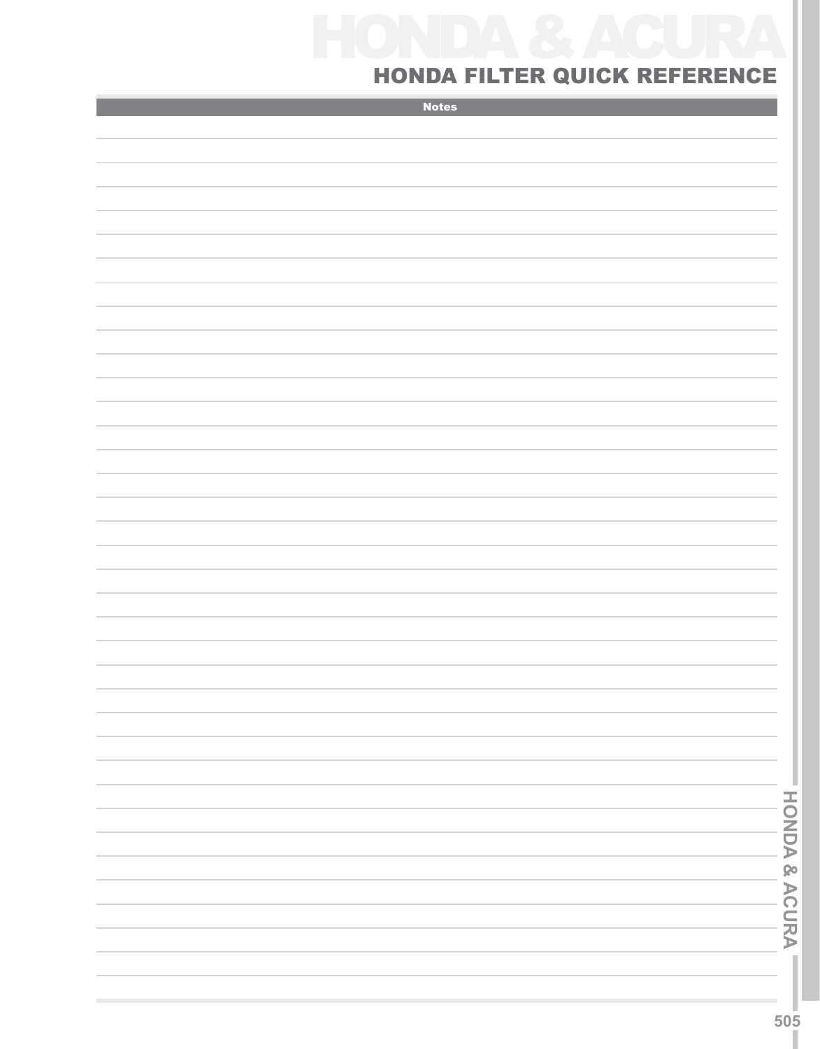## Notes